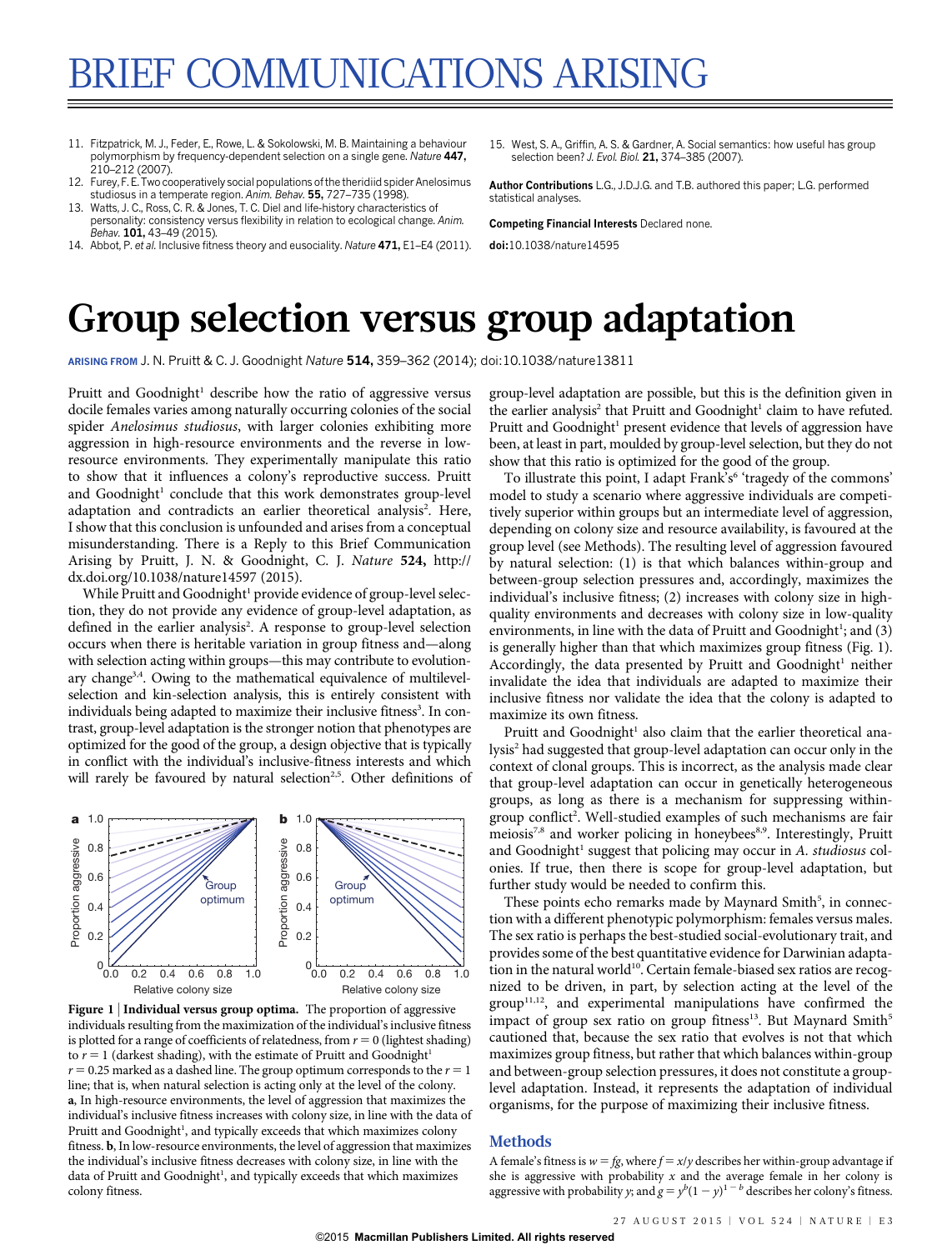# BRIEF COMMUNICATIONS ARISING

11. Fitzpatrick, M. J., Feder, E., Rowe, L. & Sokolowski, M. B. Maintaining a behaviour polymorphism by frequency-dependent selection on a single gene. *Nature* **447,** 210–212 (2007).
12. Furey, F. E. Two cooperatively social populations of the theridiid spider *Anelosimus studiosus* in a temperate region. *Anim. Behav.* **55,** 727–735 (1998).
13. Watts, J. C., Ross, C. R. & Jones, T. C. Diel and life-history characteristics of personality: consistency versus flexibility in relation to ecological change. *Anim. Behav.* **101,** 43–49 (2015).
14. Abbot, P. *et al.* Inclusive fitness theory and eusociality. *Nature* **471,** E1–E4 (2011).
15. West, S. A., Griffin, A. S. & Gardner, A. Social semantics: how useful has group selection been? *J. Evol. Biol.* **21,** 374–385 (2007).

**Author Contributions** L.G., J.D.J.G. and T.B. authored this paper; L.G. performed statistical analyses.

**Competing Financial Interests** Declared none.

**doi:**10.1038/nature14595

# Group selection versus group adaptation

**ARISING FROM** J. N. Pruitt & C. J. Goodnight *Nature* **514,** 359–362 (2014); doi:10.1038/nature13811

Pruitt and Goodnight[1] describe how the ratio of aggressive versus docile females varies among naturally occurring colonies of the social spider *Anelosimus studiosus*, with larger colonies exhibiting more aggression in high-resource environments and the reverse in low-resource environments. They experimentally manipulate this ratio to show that it influences a colony's reproductive success. Pruitt and Goodnight[1] conclude that this work demonstrates group-level adaptation and contradicts an earlier theoretical analysis[2]. Here, I show that this conclusion is unfounded and arises from a conceptual misunderstanding. There is a Reply to this Brief Communication Arising by Pruitt, J. N. & Goodnight, C. J. *Nature* **524,** http://dx.doi.org/10.1038/nature14597 (2015).

While Pruitt and Goodnight[1] provide evidence of group-level selection, they do not provide any evidence of group-level adaptation, as defined in the earlier analysis[2]. A response to group-level selection occurs when there is heritable variation in group fitness and—along with selection acting within groups—this may contribute to evolutionary change[3,4]. Owing to the mathematical equivalence of multilevel-selection and kin-selection analysis, this is entirely consistent with individuals being adapted to maximize their inclusive fitness[3]. In contrast, group-level adaptation is the stronger notion that phenotypes are optimized for the good of the group, a design objective that is typically in conflict with the individual's inclusive-fitness interests and which will rarely be favoured by natural selection[2,5]. Other definitions of group-level adaptation are possible, but this is the definition given in the earlier analysis[2] that Pruitt and Goodnight[1] claim to have refuted. Pruitt and Goodnight[1] present evidence that levels of aggression have been, at least in part, moulded by group-level selection, but they do not show that this ratio is optimized for the good of the group.

To illustrate this point, I adapt Frank's[6] 'tragedy of the commons' model to study a scenario where aggressive individuals are competitively superior within groups but an intermediate level of aggression, depending on colony size and resource availability, is favoured at the group level (see Methods). The resulting level of aggression favoured by natural selection: (1) is that which balances within-group and between-group selection pressures and, accordingly, maximizes the individual's inclusive fitness; (2) increases with colony size in high-quality environments and decreases with colony size in low-quality environments, in line with the data of Pruitt and Goodnight[1]; and (3) is generally higher than that which maximizes group fitness (Fig. 1). Accordingly, the data presented by Pruitt and Goodnight[1] neither invalidate the idea that individuals are adapted to maximize their inclusive fitness nor validate the idea that the colony is adapted to maximize its own fitness.

Pruitt and Goodnight[1] also claim that the earlier theoretical analysis[2] had suggested that group-level adaptation can occur only in the context of clonal groups. This is incorrect, as the analysis made clear that group-level adaptation can occur in genetically heterogeneous groups, as long as there is a mechanism for suppressing within-group conflict[2]. Well-studied examples of such mechanisms are fair meiosis[7,8] and worker policing in honeybees[8,9]. Interestingly, Pruitt and Goodnight[1] suggest that policing may occur in *A. studiosus* colonies. If true, then there is scope for group-level adaptation, but further study would be needed to confirm this.

These points echo remarks made by Maynard Smith[5], in connection with a different phenotypic polymorphism: females versus males. The sex ratio is perhaps the best-studied social-evolutionary trait, and provides some of the best quantitative evidence for Darwinian adaptation in the natural world[10]. Certain female-biased sex ratios are recognized to be driven, in part, by selection acting at the level of the group[11,12], and experimental manipulations have confirmed the impact of group sex ratio on group fitness[13]. But Maynard Smith[5] cautioned that, because the sex ratio that evolves is not that which maximizes group fitness, but rather that which balances within-group and between-group selection pressures, it does not constitute a group-level adaptation. Instead, it represents the adaptation of individual organisms, for the purpose of maximizing their inclusive fitness.

**Figure 1 | Individual versus group optima.** The proportion of aggressive individuals resulting from the maximization of the individual's inclusive fitness is plotted for a range of coefficients of relatedness, from $r = 0$ (lightest shading) to $r = 1$ (darkest shading), with the estimate of Pruitt and Goodnight[1] $r = 0.25$ marked as a dashed line. The group optimum corresponds to the $r = 1$ line; that is, when natural selection is acting only at the level of the colony. **a**, In high-resource environments, the level of aggression that maximizes the individual's inclusive fitness increases with colony size, in line with the data of Pruitt and Goodnight[1], and typically exceeds that which maximizes colony fitness. **b**, In low-resource environments, the level of aggression that maximizes the individual's inclusive fitness decreases with colony size, in line with the data of Pruitt and Goodnight[1], and typically exceeds that which maximizes colony fitness.

## Methods

A female's fitness is $w = fg$, where $f = x/y$ describes her within-group advantage if she is aggressive with probability $x$ and the average female in her colony is aggressive with probability $y$; and $g = y^b(1 - y)^{1 - b}$ describes her colony's fitness.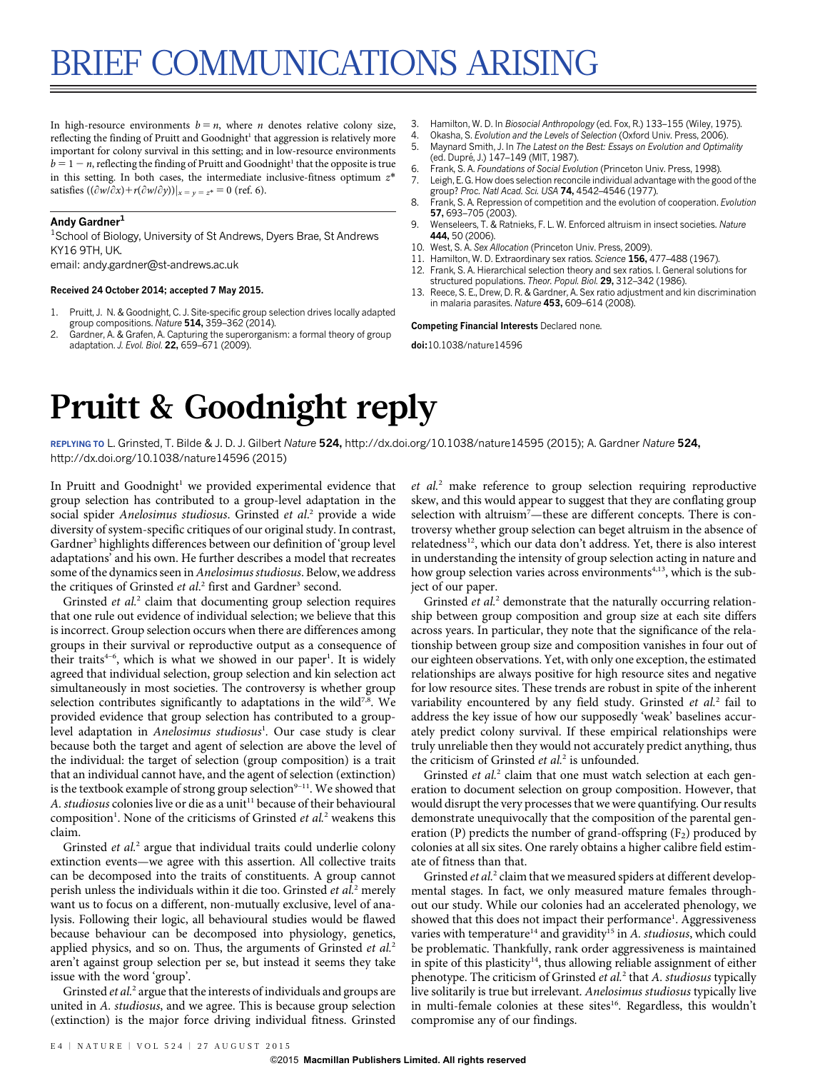In high-resource environments $b = n$, where $n$ denotes relative colony size, reflecting the finding of Pruitt and Goodnight[1] that aggression is relatively more important for colony survival in this setting; and in low-resource environments $b = 1 - n$, reflecting the finding of Pruitt and Goodnight[1] that the opposite is true in this setting. In both cases, the intermediate inclusive-fitness optimum $z^*$ satisfies $((\partial w/\partial x)+r(\partial w/\partial y))|_{x=y=z^*}=0$ (ref. 6).

**Andy Gardner**[1]

[1]School of Biology, University of St Andrews, Dyers Brae, St Andrews KY16 9TH, UK.
email: andy.gardner@st-andrews.ac.uk

**Received 24 October 2014; accepted 7 May 2015.**

1. Pruitt, J. N. & Goodnight, C. J. Site-specific group selection drives locally adapted group compositions. *Nature* **514,** 359–362 (2014).
2. Gardner, A. & Grafen, A. Capturing the superorganism: a formal theory of group adaptation. *J. Evol. Biol.* **22,** 659–671 (2009).
3. Hamilton, W. D. In *Biosocial Anthropology* (ed. Fox, R.) 133–155 (Wiley, 1975).
4. Okasha, S. *Evolution and the Levels of Selection* (Oxford Univ. Press, 2006).
5. Maynard Smith, J. In *The Latest on the Best: Essays on Evolution and Optimality* (ed. Dupré, J.) 147–149 (MIT, 1987).
6. Frank, S. A. *Foundations of Social Evolution* (Princeton Univ. Press, 1998).
7. Leigh, E. G. How does selection reconcile individual advantage with the good of the group? *Proc. Natl Acad. Sci. USA* **74,** 4542–4546 (1977).
8. Frank, S. A. Repression of competition and the evolution of cooperation. *Evolution* **57,** 693–705 (2003).
9. Wenseleers, T. & Ratnieks, F. L. W. Enforced altruism in insect societies. *Nature* **444,** 50 (2006).
10. West, S. A. *Sex Allocation* (Princeton Univ. Press, 2009).
11. Hamilton, W. D. Extraordinary sex ratios. *Science* **156,** 477–488 (1967).
12. Frank, S. A. Hierarchical selection theory and sex ratios. I. General solutions for structured populations. *Theor. Popul. Biol.* **29,** 312–342 (1986).
13. Reece, S. E., Drew, D. R. & Gardner, A. Sex ratio adjustment and kin discrimination in malaria parasites. *Nature* **453,** 609–614 (2008).

**Competing Financial Interests** Declared none.

**doi:**10.1038/nature14596

# Pruitt & Goodnight reply

**REPLYING TO** L. Grinsted, T. Bilde & J. D. J. Gilbert *Nature* **524,** http://dx.doi.org/10.1038/nature14595 (2015); A. Gardner *Nature* **524,** http://dx.doi.org/10.1038/nature14596 (2015)

In Pruitt and Goodnight[1] we provided experimental evidence that group selection has contributed to a group-level adaptation in the social spider *Anelosimus studiosus*. Grinsted *et al.*[2] provide a wide diversity of system-specific critiques of our original study. In contrast, Gardner[3] highlights differences between our definition of 'group level adaptations' and his own. He further describes a model that recreates some of the dynamics seen in *Anelosimus studiosus*. Below, we address the critiques of Grinsted *et al.*[2] first and Gardner[3] second.

Grinsted *et al.*[2] claim that documenting group selection requires that one rule out evidence of individual selection; we believe that this is incorrect. Group selection occurs when there are differences among groups in their survival or reproductive output as a consequence of their traits[4–6], which is what we showed in our paper[1]. It is widely agreed that individual selection, group selection and kin selection act simultaneously in most societies. The controversy is whether group selection contributes significantly to adaptations in the wild[7,8]. We provided evidence that group selection has contributed to a group-level adaptation in *Anelosimus studiosus*[1]. Our case study is clear because both the target and agent of selection are above the level of the individual: the target of selection (group composition) is a trait that an individual cannot have, and the agent of selection (extinction) is the textbook example of strong group selection[9–11]. We showed that *A. studiosus* colonies live or die as a unit[11] because of their behavioural composition[1]. None of the criticisms of Grinsted *et al.*[2] weakens this claim.

Grinsted *et al.*[2] argue that individual traits could underlie colony extinction events—we agree with this assertion. All collective traits can be decomposed into the traits of constituents. A group cannot perish unless the individuals within it die too. Grinsted *et al.*[2] merely want us to focus on a different, non-mutually exclusive, level of analysis. Following their logic, all behavioural studies would be flawed because behaviour can be decomposed into physiology, genetics, applied physics, and so on. Thus, the arguments of Grinsted *et al.*[2] aren't against group selection per se, but instead it seems they take issue with the word 'group'.

Grinsted *et al.*[2] argue that the interests of individuals and groups are united in *A. studiosus*, and we agree. This is because group selection (extinction) is the major force driving individual fitness. Grinsted *et al.*[2] make reference to group selection requiring reproductive skew, and this would appear to suggest that they are conflating group selection with altruism[7]—these are different concepts. There is controversy whether group selection can beget altruism in the absence of relatedness[12], which our data don't address. Yet, there is also interest in understanding the intensity of group selection acting in nature and how group selection varies across environments[4,13], which is the subject of our paper.

Grinsted *et al.*[2] demonstrate that the naturally occurring relationship between group composition and group size at each site differs across years. In particular, they note that the significance of the relationship between group size and composition vanishes in four out of our eighteen observations. Yet, with only one exception, the estimated relationships are always positive for high resource sites and negative for low resource sites. These trends are robust in spite of the inherent variability encountered by any field study. Grinsted *et al.*[2] fail to address the key issue of how our supposedly 'weak' baselines accurately predict colony survival. If these empirical relationships were truly unreliable then they would not accurately predict anything, thus the criticism of Grinsted *et al.*[2] is unfounded.

Grinsted *et al.*[2] claim that one must watch selection at each generation to document selection on group composition. However, that would disrupt the very processes that we were quantifying. Our results demonstrate unequivocally that the composition of the parental generation (P) predicts the number of grand-offspring ($F_2$) produced by colonies at all six sites. One rarely obtains a higher calibre field estimate of fitness than that.

Grinsted *et al.*[2] claim that we measured spiders at different developmental stages. In fact, we only measured mature females throughout our study. While our colonies had an accelerated phenology, we showed that this does not impact their performance[1]. Aggressiveness varies with temperature[14] and gravidity[15] in *A. studiosus*, which could be problematic. Thankfully, rank order aggressiveness is maintained in spite of this plasticity[14], thus allowing reliable assignment of either phenotype. The criticism of Grinsted *et al.*[2] that *A. studiosus* typically live solitarily is true but irrelevant. *Anelosimus studiosus* typically live in multi-female colonies at these sites[16]. Regardless, this wouldn't compromise any of our findings.